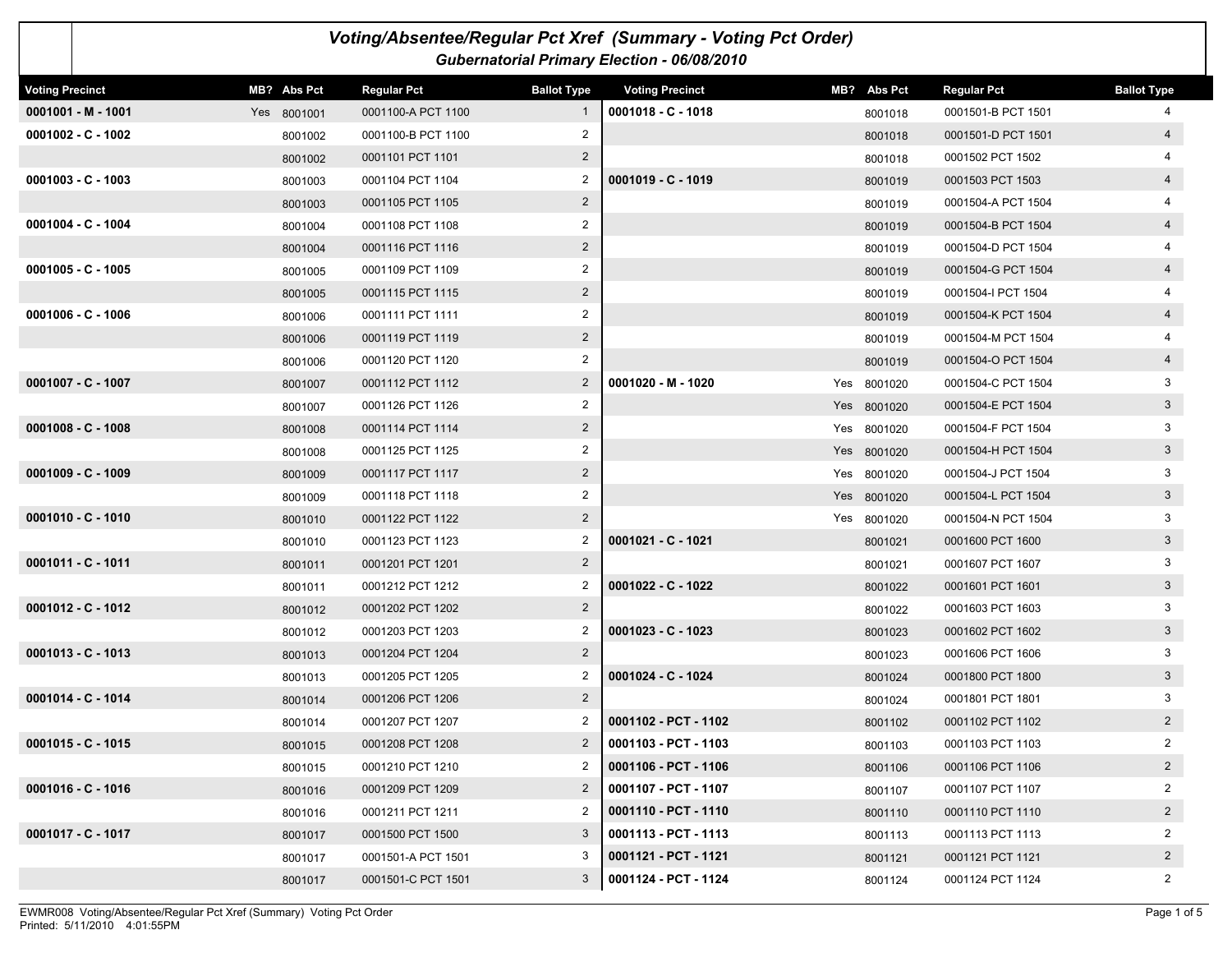# Voting/Absentee/Regular Pct Xref (Summary - Voting Pct Order)

## Gubernatorial Primary Election - 06/08/2010

| Voting Precinct | MB? | Abs Pct | Regular Pct | Ballot Type |
|---|---|---|---|---|
| **0001001 - M - 1001** | Yes | 8001001 | 0001100-A PCT 1100 | 1 |
| **0001002 - C - 1002** | | 8001002 | 0001100-B PCT 1100 | 2 |
| | | 8001002 | 0001101 PCT 1101 | 2 |
| **0001003 - C - 1003** | | 8001003 | 0001104 PCT 1104 | 2 |
| | | 8001003 | 0001105 PCT 1105 | 2 |
| **0001004 - C - 1004** | | 8001004 | 0001108 PCT 1108 | 2 |
| | | 8001004 | 0001116 PCT 1116 | 2 |
| **0001005 - C - 1005** | | 8001005 | 0001109 PCT 1109 | 2 |
| | | 8001005 | 0001115 PCT 1115 | 2 |
| **0001006 - C - 1006** | | 8001006 | 0001111 PCT 1111 | 2 |
| | | 8001006 | 0001119 PCT 1119 | 2 |
| | | 8001006 | 0001120 PCT 1120 | 2 |
| **0001007 - C - 1007** | | 8001007 | 0001112 PCT 1112 | 2 |
| | | 8001007 | 0001126 PCT 1126 | 2 |
| **0001008 - C - 1008** | | 8001008 | 0001114 PCT 1114 | 2 |
| | | 8001008 | 0001125 PCT 1125 | 2 |
| **0001009 - C - 1009** | | 8001009 | 0001117 PCT 1117 | 2 |
| | | 8001009 | 0001118 PCT 1118 | 2 |
| **0001010 - C - 1010** | | 8001010 | 0001122 PCT 1122 | 2 |
| | | 8001010 | 0001123 PCT 1123 | 2 |
| **0001011 - C - 1011** | | 8001011 | 0001201 PCT 1201 | 2 |
| | | 8001011 | 0001212 PCT 1212 | 2 |
| **0001012 - C - 1012** | | 8001012 | 0001202 PCT 1202 | 2 |
| | | 8001012 | 0001203 PCT 1203 | 2 |
| **0001013 - C - 1013** | | 8001013 | 0001204 PCT 1204 | 2 |
| | | 8001013 | 0001205 PCT 1205 | 2 |
| **0001014 - C - 1014** | | 8001014 | 0001206 PCT 1206 | 2 |
| | | 8001014 | 0001207 PCT 1207 | 2 |
| **0001015 - C - 1015** | | 8001015 | 0001208 PCT 1208 | 2 |
| | | 8001015 | 0001210 PCT 1210 | 2 |
| **0001016 - C - 1016** | | 8001016 | 0001209 PCT 1209 | 2 |
| | | 8001016 | 0001211 PCT 1211 | 2 |
| **0001017 - C - 1017** | | 8001017 | 0001500 PCT 1500 | 3 |
| | | 8001017 | 0001501-A PCT 1501 | 3 |
| | | 8001017 | 0001501-C PCT 1501 | 3 |
| **0001018 - C - 1018** | | 8001018 | 0001501-B PCT 1501 | 4 |
| | | 8001018 | 0001501-D PCT 1501 | 4 |
| | | 8001018 | 0001502 PCT 1502 | 4 |
| **0001019 - C - 1019** | | 8001019 | 0001503 PCT 1503 | 4 |
| | | 8001019 | 0001504-A PCT 1504 | 4 |
| | | 8001019 | 0001504-B PCT 1504 | 4 |
| | | 8001019 | 0001504-D PCT 1504 | 4 |
| | | 8001019 | 0001504-G PCT 1504 | 4 |
| | | 8001019 | 0001504-I PCT 1504 | 4 |
| | | 8001019 | 0001504-K PCT 1504 | 4 |
| | | 8001019 | 0001504-M PCT 1504 | 4 |
| | | 8001019 | 0001504-O PCT 1504 | 4 |
| **0001020 - M - 1020** | Yes | 8001020 | 0001504-C PCT 1504 | 3 |
| | Yes | 8001020 | 0001504-E PCT 1504 | 3 |
| | Yes | 8001020 | 0001504-F PCT 1504 | 3 |
| | Yes | 8001020 | 0001504-H PCT 1504 | 3 |
| | Yes | 8001020 | 0001504-J PCT 1504 | 3 |
| | Yes | 8001020 | 0001504-L PCT 1504 | 3 |
| | Yes | 8001020 | 0001504-N PCT 1504 | 3 |
| **0001021 - C - 1021** | | 8001021 | 0001600 PCT 1600 | 3 |
| | | 8001021 | 0001607 PCT 1607 | 3 |
| **0001022 - C - 1022** | | 8001022 | 0001601 PCT 1601 | 3 |
| | | 8001022 | 0001603 PCT 1603 | 3 |
| **0001023 - C - 1023** | | 8001023 | 0001602 PCT 1602 | 3 |
| | | 8001023 | 0001606 PCT 1606 | 3 |
| **0001024 - C - 1024** | | 8001024 | 0001800 PCT 1800 | 3 |
| | | 8001024 | 0001801 PCT 1801 | 3 |
| **0001102 - PCT - 1102** | | 8001102 | 0001102 PCT 1102 | 2 |
| **0001103 - PCT - 1103** | | 8001103 | 0001103 PCT 1103 | 2 |
| **0001106 - PCT - 1106** | | 8001106 | 0001106 PCT 1106 | 2 |
| **0001107 - PCT - 1107** | | 8001107 | 0001107 PCT 1107 | 2 |
| **0001110 - PCT - 1110** | | 8001110 | 0001110 PCT 1110 | 2 |
| **0001113 - PCT - 1113** | | 8001113 | 0001113 PCT 1113 | 2 |
| **0001121 - PCT - 1121** | | 8001121 | 0001121 PCT 1121 | 2 |
| **0001124 - PCT - 1124** | | 8001124 | 0001124 PCT 1124 | 2 |

EWMR008 Voting/Absentee/Regular Pct Xref (Summary) Voting Pct Order
Printed: 5/11/2010 4:01:55PM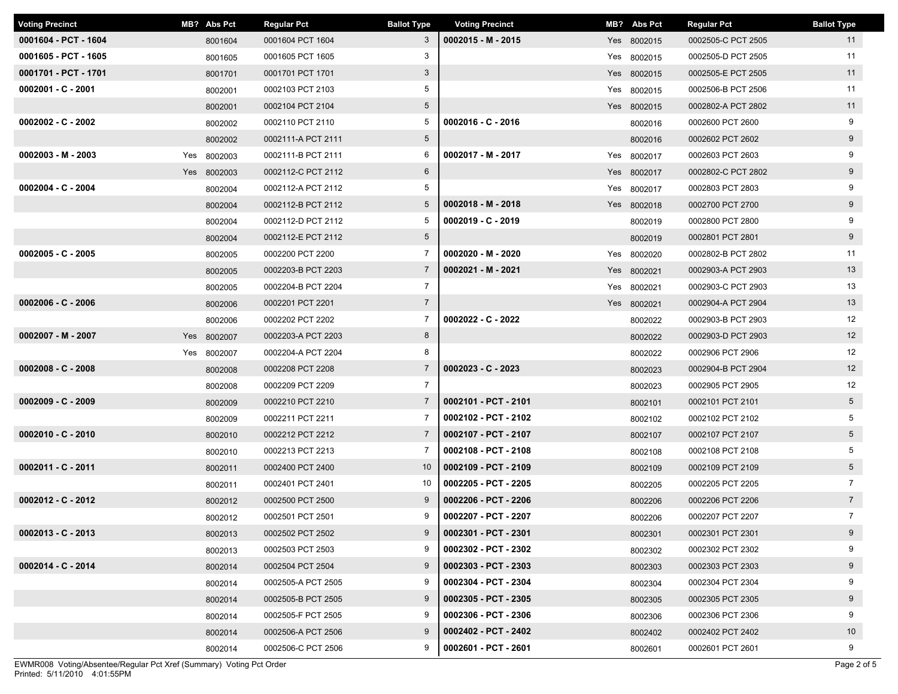| Voting Precinct | MB? | Abs Pct | Regular Pct | Ballot Type |
|---|---|---|---|---|
| **0001604 - PCT - 1604** | | 8001604 | 0001604 PCT 1604 | 3 |
| **0001605 - PCT - 1605** | | 8001605 | 0001605 PCT 1605 | 3 |
| **0001701 - PCT - 1701** | | 8001701 | 0001701 PCT 1701 | 3 |
| **0002001 - C - 2001** | | 8002001 | 0002103 PCT 2103 | 5 |
| | | 8002001 | 0002104 PCT 2104 | 5 |
| **0002002 - C - 2002** | | 8002002 | 0002110 PCT 2110 | 5 |
| | | 8002002 | 0002111-A PCT 2111 | 5 |
| **0002003 - M - 2003** | Yes | 8002003 | 0002111-B PCT 2111 | 6 |
| | Yes | 8002003 | 0002112-C PCT 2112 | 6 |
| **0002004 - C - 2004** | | 8002004 | 0002112-A PCT 2112 | 5 |
| | | 8002004 | 0002112-B PCT 2112 | 5 |
| | | 8002004 | 0002112-D PCT 2112 | 5 |
| | | 8002004 | 0002112-E PCT 2112 | 5 |
| **0002005 - C - 2005** | | 8002005 | 0002200 PCT 2200 | 7 |
| | | 8002005 | 0002203-B PCT 2203 | 7 |
| | | 8002005 | 0002204-B PCT 2204 | 7 |
| **0002006 - C - 2006** | | 8002006 | 0002201 PCT 2201 | 7 |
| | | 8002006 | 0002202 PCT 2202 | 7 |
| **0002007 - M - 2007** | Yes | 8002007 | 0002203-A PCT 2203 | 8 |
| | Yes | 8002007 | 0002204-A PCT 2204 | 8 |
| **0002008 - C - 2008** | | 8002008 | 0002208 PCT 2208 | 7 |
| | | 8002008 | 0002209 PCT 2209 | 7 |
| **0002009 - C - 2009** | | 8002009 | 0002210 PCT 2210 | 7 |
| | | 8002009 | 0002211 PCT 2211 | 7 |
| **0002010 - C - 2010** | | 8002010 | 0002212 PCT 2212 | 7 |
| | | 8002010 | 0002213 PCT 2213 | 7 |
| **0002011 - C - 2011** | | 8002011 | 0002400 PCT 2400 | 10 |
| | | 8002011 | 0002401 PCT 2401 | 10 |
| **0002012 - C - 2012** | | 8002012 | 0002500 PCT 2500 | 9 |
| | | 8002012 | 0002501 PCT 2501 | 9 |
| **0002013 - C - 2013** | | 8002013 | 0002502 PCT 2502 | 9 |
| | | 8002013 | 0002503 PCT 2503 | 9 |
| **0002014 - C - 2014** | | 8002014 | 0002504 PCT 2504 | 9 |
| | | 8002014 | 0002505-A PCT 2505 | 9 |
| | | 8002014 | 0002505-B PCT 2505 | 9 |
| | | 8002014 | 0002505-F PCT 2505 | 9 |
| | | 8002014 | 0002506-A PCT 2506 | 9 |
| | | 8002014 | 0002506-C PCT 2506 | 9 |
| **0002015 - M - 2015** | Yes | 8002015 | 0002505-C PCT 2505 | 11 |
| | Yes | 8002015 | 0002505-D PCT 2505 | 11 |
| | Yes | 8002015 | 0002505-E PCT 2505 | 11 |
| | Yes | 8002015 | 0002506-B PCT 2506 | 11 |
| | Yes | 8002015 | 0002802-A PCT 2802 | 11 |
| **0002016 - C - 2016** | | 8002016 | 0002600 PCT 2600 | 9 |
| | | 8002016 | 0002602 PCT 2602 | 9 |
| **0002017 - M - 2017** | Yes | 8002017 | 0002603 PCT 2603 | 9 |
| | Yes | 8002017 | 0002802-C PCT 2802 | 9 |
| | Yes | 8002017 | 0002803 PCT 2803 | 9 |
| **0002018 - M - 2018** | Yes | 8002018 | 0002700 PCT 2700 | 9 |
| **0002019 - C - 2019** | | 8002019 | 0002800 PCT 2800 | 9 |
| | | 8002019 | 0002801 PCT 2801 | 9 |
| **0002020 - M - 2020** | Yes | 8002020 | 0002802-B PCT 2802 | 11 |
| **0002021 - M - 2021** | Yes | 8002021 | 0002903-A PCT 2903 | 13 |
| | Yes | 8002021 | 0002903-C PCT 2903 | 13 |
| | Yes | 8002021 | 0002904-A PCT 2904 | 13 |
| **0002022 - C - 2022** | | 8002022 | 0002903-B PCT 2903 | 12 |
| | | 8002022 | 0002903-D PCT 2903 | 12 |
| | | 8002022 | 0002906 PCT 2906 | 12 |
| **0002023 - C - 2023** | | 8002023 | 0002904-B PCT 2904 | 12 |
| | | 8002023 | 0002905 PCT 2905 | 12 |
| **0002101 - PCT - 2101** | | 8002101 | 0002101 PCT 2101 | 5 |
| **0002102 - PCT - 2102** | | 8002102 | 0002102 PCT 2102 | 5 |
| **0002107 - PCT - 2107** | | 8002107 | 0002107 PCT 2107 | 5 |
| **0002108 - PCT - 2108** | | 8002108 | 0002108 PCT 2108 | 5 |
| **0002109 - PCT - 2109** | | 8002109 | 0002109 PCT 2109 | 5 |
| **0002205 - PCT - 2205** | | 8002205 | 0002205 PCT 2205 | 7 |
| **0002206 - PCT - 2206** | | 8002206 | 0002206 PCT 2206 | 7 |
| **0002207 - PCT - 2207** | | 8002206 | 0002207 PCT 2207 | 7 |
| **0002301 - PCT - 2301** | | 8002301 | 0002301 PCT 2301 | 9 |
| **0002302 - PCT - 2302** | | 8002302 | 0002302 PCT 2302 | 9 |
| **0002303 - PCT - 2303** | | 8002303 | 0002303 PCT 2303 | 9 |
| **0002304 - PCT - 2304** | | 8002304 | 0002304 PCT 2304 | 9 |
| **0002305 - PCT - 2305** | | 8002305 | 0002305 PCT 2305 | 9 |
| **0002306 - PCT - 2306** | | 8002306 | 0002306 PCT 2306 | 9 |
| **0002402 - PCT - 2402** | | 8002402 | 0002402 PCT 2402 | 10 |
| **0002601 - PCT - 2601** | | 8002601 | 0002601 PCT 2601 | 9 |

EWMR008 Voting/Absentee/Regular Pct Xref (Summary) Voting Pct Order
Printed: 5/11/2010 4:01:55PM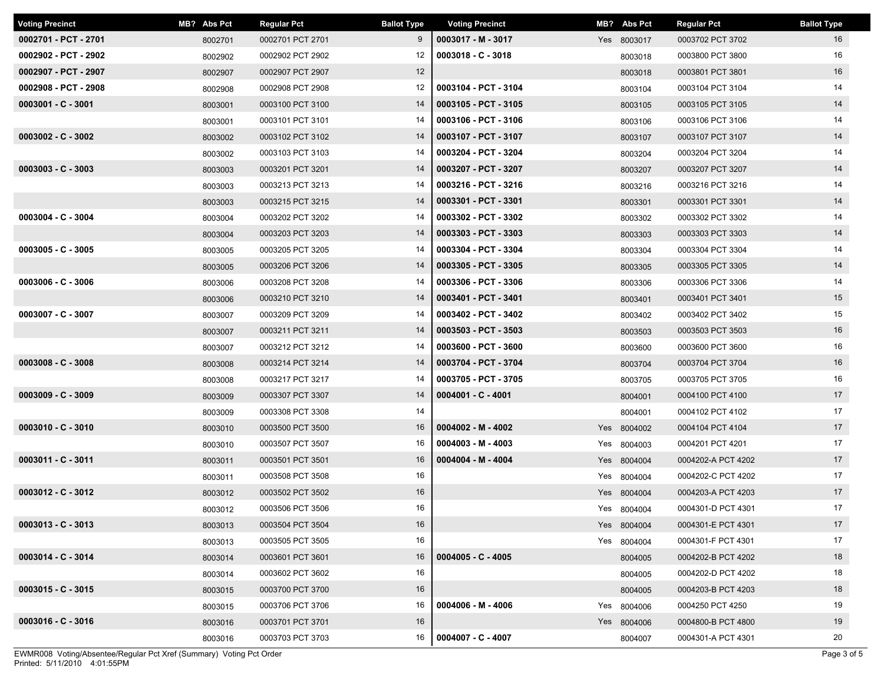| Voting Precinct | MB? | Abs Pct | Regular Pct | Ballot Type |
|---|---|---|---|---|
| **0002701 - PCT - 2701** | | 8002701 | 0002701 PCT 2701 | 9 |
| **0002902 - PCT - 2902** | | 8002902 | 0002902 PCT 2902 | 12 |
| **0002907 - PCT - 2907** | | 8002907 | 0002907 PCT 2907 | 12 |
| **0002908 - PCT - 2908** | | 8002908 | 0002908 PCT 2908 | 12 |
| **0003001 - C - 3001** | | 8003001 | 0003100 PCT 3100 | 14 |
| | | 8003001 | 0003101 PCT 3101 | 14 |
| **0003002 - C - 3002** | | 8003002 | 0003102 PCT 3102 | 14 |
| | | 8003002 | 0003103 PCT 3103 | 14 |
| **0003003 - C - 3003** | | 8003003 | 0003201 PCT 3201 | 14 |
| | | 8003003 | 0003213 PCT 3213 | 14 |
| | | 8003003 | 0003215 PCT 3215 | 14 |
| **0003004 - C - 3004** | | 8003004 | 0003202 PCT 3202 | 14 |
| | | 8003004 | 0003203 PCT 3203 | 14 |
| **0003005 - C - 3005** | | 8003005 | 0003205 PCT 3205 | 14 |
| | | 8003005 | 0003206 PCT 3206 | 14 |
| **0003006 - C - 3006** | | 8003006 | 0003208 PCT 3208 | 14 |
| | | 8003006 | 0003210 PCT 3210 | 14 |
| **0003007 - C - 3007** | | 8003007 | 0003209 PCT 3209 | 14 |
| | | 8003007 | 0003211 PCT 3211 | 14 |
| | | 8003007 | 0003212 PCT 3212 | 14 |
| **0003008 - C - 3008** | | 8003008 | 0003214 PCT 3214 | 14 |
| | | 8003008 | 0003217 PCT 3217 | 14 |
| **0003009 - C - 3009** | | 8003009 | 0003307 PCT 3307 | 14 |
| | | 8003009 | 0003308 PCT 3308 | 14 |
| **0003010 - C - 3010** | | 8003010 | 0003500 PCT 3500 | 16 |
| | | 8003010 | 0003507 PCT 3507 | 16 |
| **0003011 - C - 3011** | | 8003011 | 0003501 PCT 3501 | 16 |
| | | 8003011 | 0003508 PCT 3508 | 16 |
| **0003012 - C - 3012** | | 8003012 | 0003502 PCT 3502 | 16 |
| | | 8003012 | 0003506 PCT 3506 | 16 |
| **0003013 - C - 3013** | | 8003013 | 0003504 PCT 3504 | 16 |
| | | 8003013 | 0003505 PCT 3505 | 16 |
| **0003014 - C - 3014** | | 8003014 | 0003601 PCT 3601 | 16 |
| | | 8003014 | 0003602 PCT 3602 | 16 |
| **0003015 - C - 3015** | | 8003015 | 0003700 PCT 3700 | 16 |
| | | 8003015 | 0003706 PCT 3706 | 16 |
| **0003016 - C - 3016** | | 8003016 | 0003701 PCT 3701 | 16 |
| | | 8003016 | 0003703 PCT 3703 | 16 |
| **0003017 - M - 3017** | Yes | 8003017 | 0003702 PCT 3702 | 16 |
| **0003018 - C - 3018** | | 8003018 | 0003800 PCT 3800 | 16 |
| | | 8003018 | 0003801 PCT 3801 | 16 |
| **0003104 - PCT - 3104** | | 8003104 | 0003104 PCT 3104 | 14 |
| **0003105 - PCT - 3105** | | 8003105 | 0003105 PCT 3105 | 14 |
| **0003106 - PCT - 3106** | | 8003106 | 0003106 PCT 3106 | 14 |
| **0003107 - PCT - 3107** | | 8003107 | 0003107 PCT 3107 | 14 |
| **0003204 - PCT - 3204** | | 8003204 | 0003204 PCT 3204 | 14 |
| **0003207 - PCT - 3207** | | 8003207 | 0003207 PCT 3207 | 14 |
| **0003216 - PCT - 3216** | | 8003216 | 0003216 PCT 3216 | 14 |
| **0003301 - PCT - 3301** | | 8003301 | 0003301 PCT 3301 | 14 |
| **0003302 - PCT - 3302** | | 8003302 | 0003302 PCT 3302 | 14 |
| **0003303 - PCT - 3303** | | 8003303 | 0003303 PCT 3303 | 14 |
| **0003304 - PCT - 3304** | | 8003304 | 0003304 PCT 3304 | 14 |
| **0003305 - PCT - 3305** | | 8003305 | 0003305 PCT 3305 | 14 |
| **0003306 - PCT - 3306** | | 8003306 | 0003306 PCT 3306 | 14 |
| **0003401 - PCT - 3401** | | 8003401 | 0003401 PCT 3401 | 15 |
| **0003402 - PCT - 3402** | | 8003402 | 0003402 PCT 3402 | 15 |
| **0003503 - PCT - 3503** | | 8003503 | 0003503 PCT 3503 | 16 |
| **0003600 - PCT - 3600** | | 8003600 | 0003600 PCT 3600 | 16 |
| **0003704 - PCT - 3704** | | 8003704 | 0003704 PCT 3704 | 16 |
| **0003705 - PCT - 3705** | | 8003705 | 0003705 PCT 3705 | 16 |
| **0004001 - C - 4001** | | 8004001 | 0004100 PCT 4100 | 17 |
| | | 8004001 | 0004102 PCT 4102 | 17 |
| **0004002 - M - 4002** | Yes | 8004002 | 0004104 PCT 4104 | 17 |
| **0004003 - M - 4003** | Yes | 8004003 | 0004201 PCT 4201 | 17 |
| **0004004 - M - 4004** | Yes | 8004004 | 0004202-A PCT 4202 | 17 |
| | Yes | 8004004 | 0004202-C PCT 4202 | 17 |
| | Yes | 8004004 | 0004203-A PCT 4203 | 17 |
| | Yes | 8004004 | 0004301-D PCT 4301 | 17 |
| | Yes | 8004004 | 0004301-E PCT 4301 | 17 |
| | Yes | 8004004 | 0004301-F PCT 4301 | 17 |
| **0004005 - C - 4005** | | 8004005 | 0004202-B PCT 4202 | 18 |
| | | 8004005 | 0004202-D PCT 4202 | 18 |
| | | 8004005 | 0004203-B PCT 4203 | 18 |
| **0004006 - M - 4006** | Yes | 8004006 | 0004250 PCT 4250 | 19 |
| | Yes | 8004006 | 0004800-B PCT 4800 | 19 |
| **0004007 - C - 4007** | | 8004007 | 0004301-A PCT 4301 | 20 |

EWMR008 Voting/Absentee/Regular Pct Xref (Summary) Voting Pct Order
Printed: 5/11/2010 4:01:55PM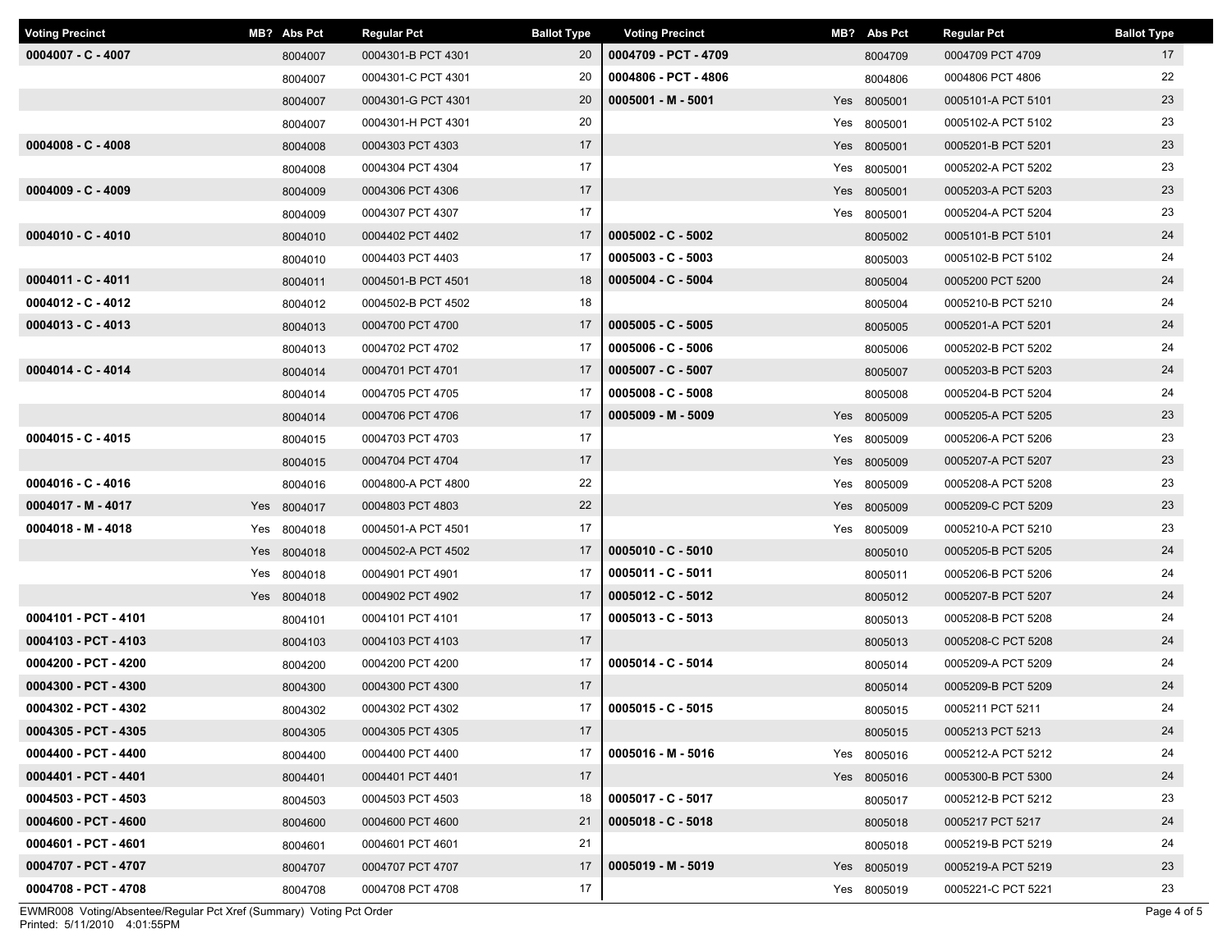| Voting Precinct | MB? | Abs Pct | Regular Pct | Ballot Type |
|---|---|---|---|---|
| 0004007 - C - 4007 | | 8004007 | 0004301-B PCT 4301 | 20 |
| | | 8004007 | 0004301-C PCT 4301 | 20 |
| | | 8004007 | 0004301-G PCT 4301 | 20 |
| | | 8004007 | 0004301-H PCT 4301 | 20 |
| 0004008 - C - 4008 | | 8004008 | 0004303 PCT 4303 | 17 |
| | | 8004008 | 0004304 PCT 4304 | 17 |
| 0004009 - C - 4009 | | 8004009 | 0004306 PCT 4306 | 17 |
| | | 8004009 | 0004307 PCT 4307 | 17 |
| 0004010 - C - 4010 | | 8004010 | 0004402 PCT 4402 | 17 |
| | | 8004010 | 0004403 PCT 4403 | 17 |
| 0004011 - C - 4011 | | 8004011 | 0004501-B PCT 4501 | 18 |
| 0004012 - C - 4012 | | 8004012 | 0004502-B PCT 4502 | 18 |
| 0004013 - C - 4013 | | 8004013 | 0004700 PCT 4700 | 17 |
| | | 8004013 | 0004702 PCT 4702 | 17 |
| 0004014 - C - 4014 | | 8004014 | 0004701 PCT 4701 | 17 |
| | | 8004014 | 0004705 PCT 4705 | 17 |
| | | 8004014 | 0004706 PCT 4706 | 17 |
| 0004015 - C - 4015 | | 8004015 | 0004703 PCT 4703 | 17 |
| | | 8004015 | 0004704 PCT 4704 | 17 |
| 0004016 - C - 4016 | | 8004016 | 0004800-A PCT 4800 | 22 |
| 0004017 - M - 4017 | Yes | 8004017 | 0004803 PCT 4803 | 22 |
| 0004018 - M - 4018 | Yes | 8004018 | 0004501-A PCT 4501 | 17 |
| | Yes | 8004018 | 0004502-A PCT 4502 | 17 |
| | Yes | 8004018 | 0004901 PCT 4901 | 17 |
| | Yes | 8004018 | 0004902 PCT 4902 | 17 |
| 0004101 - PCT - 4101 | | 8004101 | 0004101 PCT 4101 | 17 |
| 0004103 - PCT - 4103 | | 8004103 | 0004103 PCT 4103 | 17 |
| 0004200 - PCT - 4200 | | 8004200 | 0004200 PCT 4200 | 17 |
| 0004300 - PCT - 4300 | | 8004300 | 0004300 PCT 4300 | 17 |
| 0004302 - PCT - 4302 | | 8004302 | 0004302 PCT 4302 | 17 |
| 0004305 - PCT - 4305 | | 8004305 | 0004305 PCT 4305 | 17 |
| 0004400 - PCT - 4400 | | 8004400 | 0004400 PCT 4400 | 17 |
| 0004401 - PCT - 4401 | | 8004401 | 0004401 PCT 4401 | 17 |
| 0004503 - PCT - 4503 | | 8004503 | 0004503 PCT 4503 | 18 |
| 0004600 - PCT - 4600 | | 8004600 | 0004600 PCT 4600 | 21 |
| 0004601 - PCT - 4601 | | 8004601 | 0004601 PCT 4601 | 21 |
| 0004707 - PCT - 4707 | | 8004707 | 0004707 PCT 4707 | 17 |
| 0004708 - PCT - 4708 | | 8004708 | 0004708 PCT 4708 | 17 |
| 0004709 - PCT - 4709 | | 8004709 | 0004709 PCT 4709 | 17 |
| 0004806 - PCT - 4806 | | 8004806 | 0004806 PCT 4806 | 22 |
| 0005001 - M - 5001 | Yes | 8005001 | 0005101-A PCT 5101 | 23 |
| | Yes | 8005001 | 0005102-A PCT 5102 | 23 |
| | Yes | 8005001 | 0005201-B PCT 5201 | 23 |
| | Yes | 8005001 | 0005202-A PCT 5202 | 23 |
| | Yes | 8005001 | 0005203-A PCT 5203 | 23 |
| | Yes | 8005001 | 0005204-A PCT 5204 | 23 |
| 0005002 - C - 5002 | | 8005002 | 0005101-B PCT 5101 | 24 |
| 0005003 - C - 5003 | | 8005003 | 0005102-B PCT 5102 | 24 |
| 0005004 - C - 5004 | | 8005004 | 0005200 PCT 5200 | 24 |
| | | 8005004 | 0005210-B PCT 5210 | 24 |
| 0005005 - C - 5005 | | 8005005 | 0005201-A PCT 5201 | 24 |
| 0005006 - C - 5006 | | 8005006 | 0005202-B PCT 5202 | 24 |
| 0005007 - C - 5007 | | 8005007 | 0005203-B PCT 5203 | 24 |
| 0005008 - C - 5008 | | 8005008 | 0005204-B PCT 5204 | 24 |
| 0005009 - M - 5009 | Yes | 8005009 | 0005205-A PCT 5205 | 23 |
| | Yes | 8005009 | 0005206-A PCT 5206 | 23 |
| | Yes | 8005009 | 0005207-A PCT 5207 | 23 |
| | Yes | 8005009 | 0005208-A PCT 5208 | 23 |
| | Yes | 8005009 | 0005209-C PCT 5209 | 23 |
| | Yes | 8005009 | 0005210-A PCT 5210 | 23 |
| 0005010 - C - 5010 | | 8005010 | 0005205-B PCT 5205 | 24 |
| 0005011 - C - 5011 | | 8005011 | 0005206-B PCT 5206 | 24 |
| 0005012 - C - 5012 | | 8005012 | 0005207-B PCT 5207 | 24 |
| 0005013 - C - 5013 | | 8005013 | 0005208-B PCT 5208 | 24 |
| | | 8005013 | 0005208-C PCT 5208 | 24 |
| 0005014 - C - 5014 | | 8005014 | 0005209-A PCT 5209 | 24 |
| | | 8005014 | 0005209-B PCT 5209 | 24 |
| 0005015 - C - 5015 | | 8005015 | 0005211 PCT 5211 | 24 |
| | | 8005015 | 0005213 PCT 5213 | 24 |
| 0005016 - M - 5016 | Yes | 8005016 | 0005212-A PCT 5212 | 24 |
| | Yes | 8005016 | 0005300-B PCT 5300 | 24 |
| 0005017 - C - 5017 | | 8005017 | 0005212-B PCT 5212 | 23 |
| 0005018 - C - 5018 | | 8005018 | 0005217 PCT 5217 | 24 |
| | | 8005018 | 0005219-B PCT 5219 | 24 |
| 0005019 - M - 5019 | Yes | 8005019 | 0005219-A PCT 5219 | 23 |
| | Yes | 8005019 | 0005221-C PCT 5221 | 23 |

EWMR008 Voting/Absentee/Regular Pct Xref (Summary) Voting Pct Order
Printed: 5/11/2010 4:01:55PM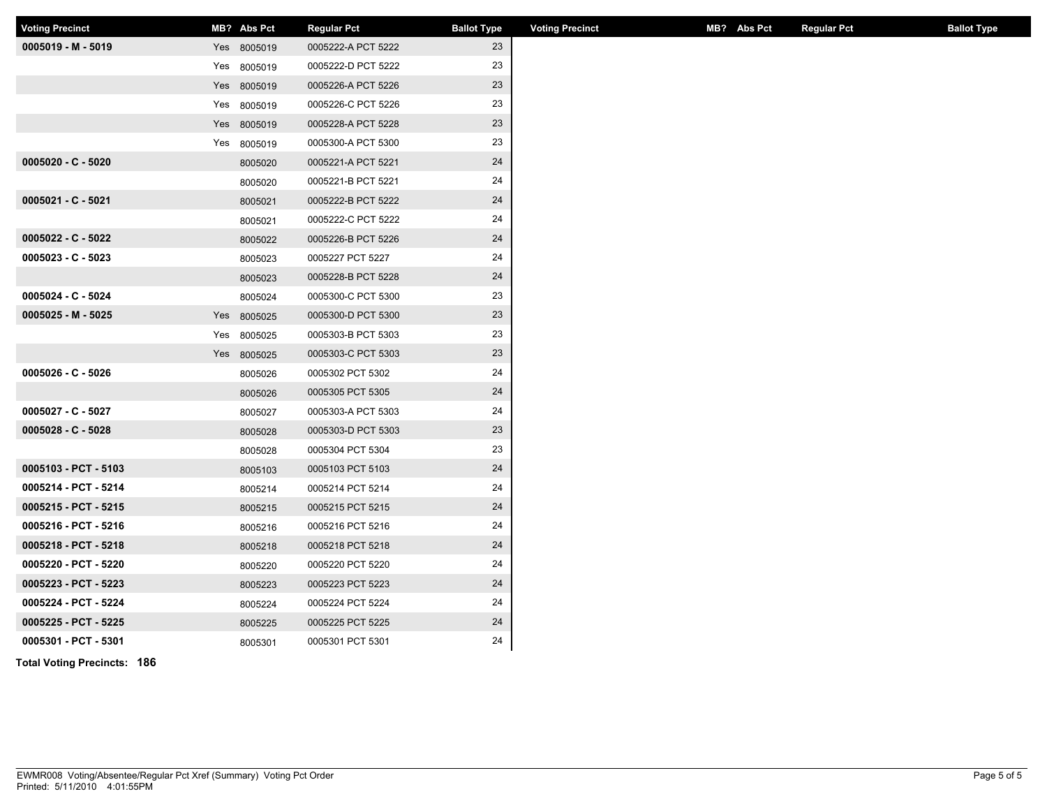| Voting Precinct | MB? | Abs Pct | Regular Pct | Ballot Type |
|---|---|---|---|---|
| **0005019 - M - 5019** | Yes | 8005019 | 0005222-A PCT 5222 | 23 |
| | Yes | 8005019 | 0005222-D PCT 5222 | 23 |
| | Yes | 8005019 | 0005226-A PCT 5226 | 23 |
| | Yes | 8005019 | 0005226-C PCT 5226 | 23 |
| | Yes | 8005019 | 0005228-A PCT 5228 | 23 |
| | Yes | 8005019 | 0005300-A PCT 5300 | 23 |
| **0005020 - C - 5020** | | 8005020 | 0005221-A PCT 5221 | 24 |
| | | 8005020 | 0005221-B PCT 5221 | 24 |
| **0005021 - C - 5021** | | 8005021 | 0005222-B PCT 5222 | 24 |
| | | 8005021 | 0005222-C PCT 5222 | 24 |
| **0005022 - C - 5022** | | 8005022 | 0005226-B PCT 5226 | 24 |
| **0005023 - C - 5023** | | 8005023 | 0005227 PCT 5227 | 24 |
| | | 8005023 | 0005228-B PCT 5228 | 24 |
| **0005024 - C - 5024** | | 8005024 | 0005300-C PCT 5300 | 23 |
| **0005025 - M - 5025** | Yes | 8005025 | 0005300-D PCT 5300 | 23 |
| | Yes | 8005025 | 0005303-B PCT 5303 | 23 |
| | Yes | 8005025 | 0005303-C PCT 5303 | 23 |
| **0005026 - C - 5026** | | 8005026 | 0005302 PCT 5302 | 24 |
| | | 8005026 | 0005305 PCT 5305 | 24 |
| **0005027 - C - 5027** | | 8005027 | 0005303-A PCT 5303 | 24 |
| **0005028 - C - 5028** | | 8005028 | 0005303-D PCT 5303 | 23 |
| | | 8005028 | 0005304 PCT 5304 | 23 |
| **0005103 - PCT - 5103** | | 8005103 | 0005103 PCT 5103 | 24 |
| **0005214 - PCT - 5214** | | 8005214 | 0005214 PCT 5214 | 24 |
| **0005215 - PCT - 5215** | | 8005215 | 0005215 PCT 5215 | 24 |
| **0005216 - PCT - 5216** | | 8005216 | 0005216 PCT 5216 | 24 |
| **0005218 - PCT - 5218** | | 8005218 | 0005218 PCT 5218 | 24 |
| **0005220 - PCT - 5220** | | 8005220 | 0005220 PCT 5220 | 24 |
| **0005223 - PCT - 5223** | | 8005223 | 0005223 PCT 5223 | 24 |
| **0005224 - PCT - 5224** | | 8005224 | 0005224 PCT 5224 | 24 |
| **0005225 - PCT - 5225** | | 8005225 | 0005225 PCT 5225 | 24 |
| **0005301 - PCT - 5301** | | 8005301 | 0005301 PCT 5301 | 24 |

**Total Voting Precincts: 186**

EWMR008 Voting/Absentee/Regular Pct Xref (Summary) Voting Pct Order
Printed: 5/11/2010 4:01:55PM